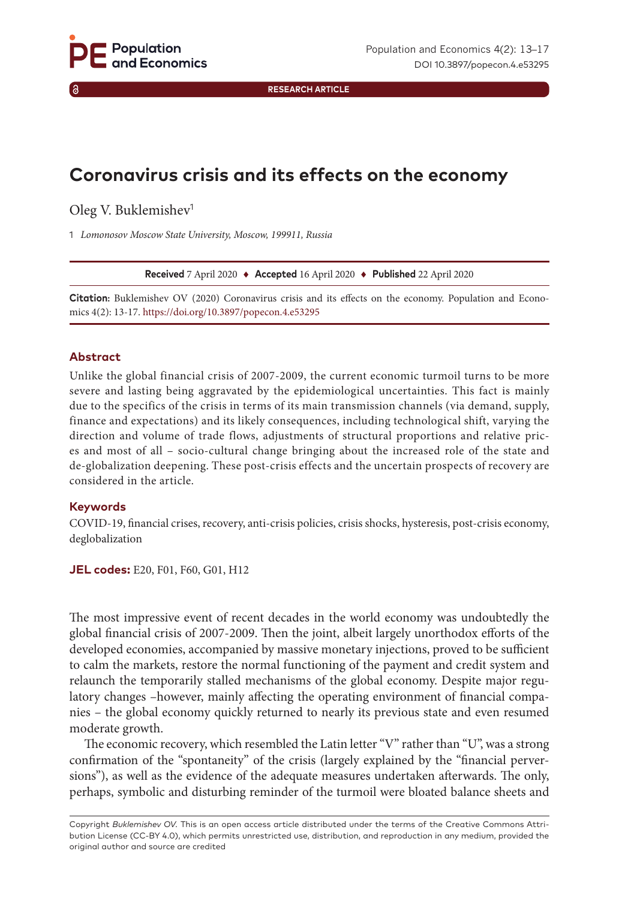RESEARCH ARTICLE

# Coronavirus crisis and its effects on the economy

Oleg V. Buklemishev[1]

1 *Lomonosov Moscow State University, Moscow, 199911, Russia*

**Received** 7 April 2020 ♦ **Accepted** 16 April 2020 ♦ **Published** 22 April 2020

**Citation:** Buklemishev OV (2020) Coronavirus crisis and its effects on the economy. Population and Economics 4(2): 13-17. https://doi.org/10.3897/popecon.4.e53295

## Abstract

Unlike the global financial crisis of 2007-2009, the current economic turmoil turns to be more severe and lasting being aggravated by the epidemiological uncertainties. This fact is mainly due to the specifics of the crisis in terms of its main transmission channels (via demand, supply, finance and expectations) and its likely consequences, including technological shift, varying the direction and volume of trade flows, adjustments of structural proportions and relative prices and most of all – socio-cultural change bringing about the increased role of the state and de-globalization deepening. These post-crisis effects and the uncertain prospects of recovery are considered in the article.

## Keywords

COVID-19, financial crises, recovery, anti-crisis policies, crisis shocks, hysteresis, post-crisis economy, deglobalization

**JEL codes:** E20, F01, F60, G01, H12

The most impressive event of recent decades in the world economy was undoubtedly the global financial crisis of 2007-2009. Then the joint, albeit largely unorthodox efforts of the developed economies, accompanied by massive monetary injections, proved to be sufficient to calm the markets, restore the normal functioning of the payment and credit system and relaunch the temporarily stalled mechanisms of the global economy. Despite major regulatory changes –however, mainly affecting the operating environment of financial companies – the global economy quickly returned to nearly its previous state and even resumed moderate growth.

The economic recovery, which resembled the Latin letter "V" rather than "U", was a strong confirmation of the "spontaneity" of the crisis (largely explained by the "financial perversions"), as well as the evidence of the adequate measures undertaken afterwards. The only, perhaps, symbolic and disturbing reminder of the turmoil were bloated balance sheets and

Copyright *Buklemishev OV.* This is an open access article distributed under the terms of the Creative Commons Attribution License (CC-BY 4.0), which permits unrestricted use, distribution, and reproduction in any medium, provided the original author and source are credited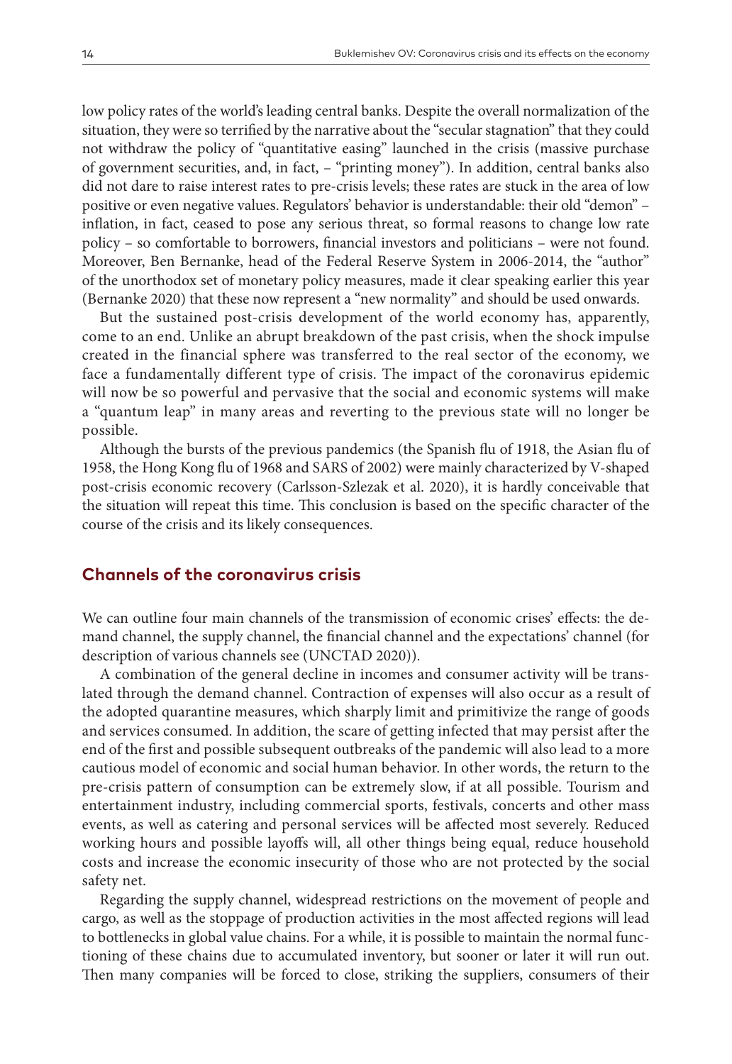low policy rates of the world's leading central banks. Despite the overall normalization of the situation, they were so terrified by the narrative about the "secular stagnation" that they could not withdraw the policy of "quantitative easing" launched in the crisis (massive purchase of government securities, and, in fact, – "printing money"). In addition, central banks also did not dare to raise interest rates to pre-crisis levels; these rates are stuck in the area of low positive or even negative values. Regulators' behavior is understandable: their old "demon" – inflation, in fact, ceased to pose any serious threat, so formal reasons to change low rate policy – so comfortable to borrowers, financial investors and politicians – were not found. Moreover, Ben Bernanke, head of the Federal Reserve System in 2006-2014, the "author" of the unorthodox set of monetary policy measures, made it clear speaking earlier this year (Bernanke 2020) that these now represent a "new normality" and should be used onwards.

But the sustained post-crisis development of the world economy has, apparently, come to an end. Unlike an abrupt breakdown of the past crisis, when the shock impulse created in the financial sphere was transferred to the real sector of the economy, we face a fundamentally different type of crisis. The impact of the coronavirus epidemic will now be so powerful and pervasive that the social and economic systems will make a "quantum leap" in many areas and reverting to the previous state will no longer be possible.

Although the bursts of the previous pandemics (the Spanish flu of 1918, the Asian flu of 1958, the Hong Kong flu of 1968 and SARS of 2002) were mainly characterized by V-shaped post-crisis economic recovery (Carlsson-Szlezak et al. 2020), it is hardly conceivable that the situation will repeat this time. This conclusion is based on the specific character of the course of the crisis and its likely consequences.

## Channels of the coronavirus crisis

We can outline four main channels of the transmission of economic crises' effects: the demand channel, the supply channel, the financial channel and the expectations' channel (for description of various channels see (UNCTAD 2020)).

A combination of the general decline in incomes and consumer activity will be translated through the demand channel. Contraction of expenses will also occur as a result of the adopted quarantine measures, which sharply limit and primitivize the range of goods and services consumed. In addition, the scare of getting infected that may persist after the end of the first and possible subsequent outbreaks of the pandemic will also lead to a more cautious model of economic and social human behavior. In other words, the return to the pre-crisis pattern of consumption can be extremely slow, if at all possible. Tourism and entertainment industry, including commercial sports, festivals, concerts and other mass events, as well as catering and personal services will be affected most severely. Reduced working hours and possible layoffs will, all other things being equal, reduce household costs and increase the economic insecurity of those who are not protected by the social safety net.

Regarding the supply channel, widespread restrictions on the movement of people and cargo, as well as the stoppage of production activities in the most affected regions will lead to bottlenecks in global value chains. For a while, it is possible to maintain the normal functioning of these chains due to accumulated inventory, but sooner or later it will run out. Then many companies will be forced to close, striking the suppliers, consumers of their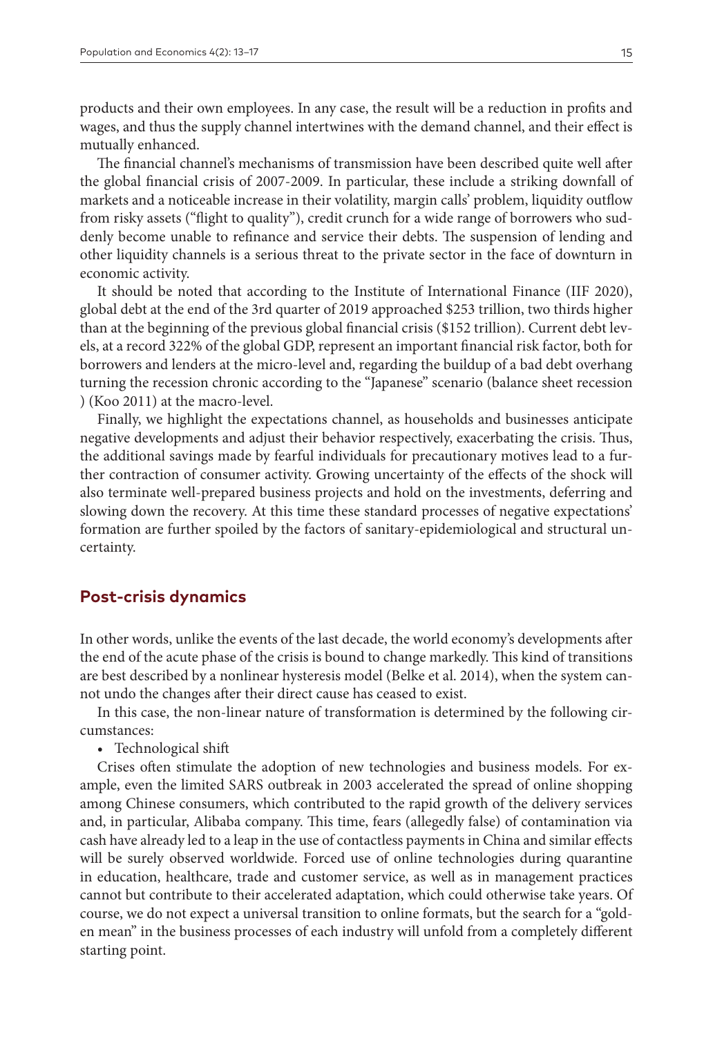products and their own employees. In any case, the result will be a reduction in profits and wages, and thus the supply channel intertwines with the demand channel, and their effect is mutually enhanced.

The financial channel's mechanisms of transmission have been described quite well after the global financial crisis of 2007-2009. In particular, these include a striking downfall of markets and a noticeable increase in their volatility, margin calls' problem, liquidity outflow from risky assets ("flight to quality"), credit crunch for a wide range of borrowers who suddenly become unable to refinance and service their debts. The suspension of lending and other liquidity channels is a serious threat to the private sector in the face of downturn in economic activity.

It should be noted that according to the Institute of International Finance (IIF 2020), global debt at the end of the 3rd quarter of 2019 approached $253 trillion, two thirds higher than at the beginning of the previous global financial crisis ($152 trillion). Current debt levels, at a record 322% of the global GDP, represent an important financial risk factor, both for borrowers and lenders at the micro-level and, regarding the buildup of a bad debt overhang turning the recession chronic according to the "Japanese" scenario (balance sheet recession ) (Koo 2011) at the macro-level.

Finally, we highlight the expectations channel, as households and businesses anticipate negative developments and adjust their behavior respectively, exacerbating the crisis. Thus, the additional savings made by fearful individuals for precautionary motives lead to a further contraction of consumer activity. Growing uncertainty of the effects of the shock will also terminate well-prepared business projects and hold on the investments, deferring and slowing down the recovery. At this time these standard processes of negative expectations' formation are further spoiled by the factors of sanitary-epidemiological and structural uncertainty.

## Post-crisis dynamics

In other words, unlike the events of the last decade, the world economy's developments after the end of the acute phase of the crisis is bound to change markedly. This kind of transitions are best described by a nonlinear hysteresis model (Belke et al. 2014), when the system cannot undo the changes after their direct cause has ceased to exist.

In this case, the non-linear nature of transformation is determined by the following circumstances:

- Technological shift

Crises often stimulate the adoption of new technologies and business models. For example, even the limited SARS outbreak in 2003 accelerated the spread of online shopping among Chinese consumers, which contributed to the rapid growth of the delivery services and, in particular, Alibaba company. This time, fears (allegedly false) of contamination via cash have already led to a leap in the use of contactless payments in China and similar effects will be surely observed worldwide. Forced use of online technologies during quarantine in education, healthcare, trade and customer service, as well as in management practices cannot but contribute to their accelerated adaptation, which could otherwise take years. Of course, we do not expect a universal transition to online formats, but the search for a "golden mean" in the business processes of each industry will unfold from a completely different starting point.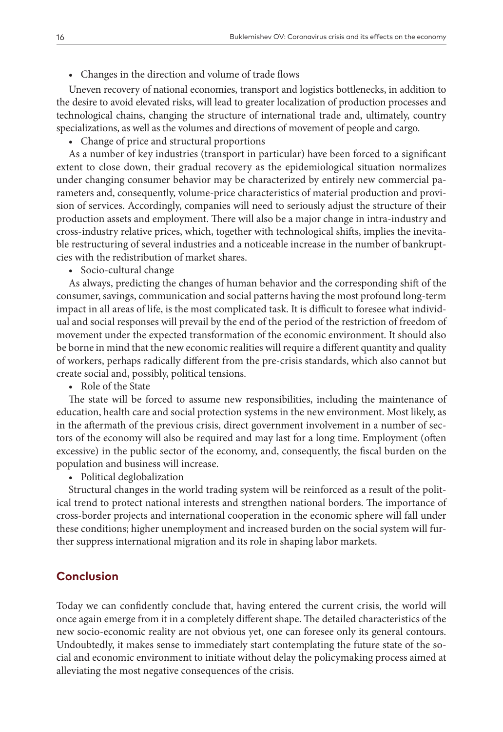- Changes in the direction and volume of trade flows

Uneven recovery of national economies, transport and logistics bottlenecks, in addition to the desire to avoid elevated risks, will lead to greater localization of production processes and technological chains, changing the structure of international trade and, ultimately, country specializations, as well as the volumes and directions of movement of people and cargo.

- Change of price and structural proportions

As a number of key industries (transport in particular) have been forced to a significant extent to close down, their gradual recovery as the epidemiological situation normalizes under changing consumer behavior may be characterized by entirely new commercial parameters and, consequently, volume-price characteristics of material production and provision of services. Accordingly, companies will need to seriously adjust the structure of their production assets and employment. There will also be a major change in intra-industry and cross-industry relative prices, which, together with technological shifts, implies the inevitable restructuring of several industries and a noticeable increase in the number of bankruptcies with the redistribution of market shares.

- Socio-cultural change

As always, predicting the changes of human behavior and the corresponding shift of the consumer, savings, communication and social patterns having the most profound long-term impact in all areas of life, is the most complicated task. It is difficult to foresee what individual and social responses will prevail by the end of the period of the restriction of freedom of movement under the expected transformation of the economic environment. It should also be borne in mind that the new economic realities will require a different quantity and quality of workers, perhaps radically different from the pre-crisis standards, which also cannot but create social and, possibly, political tensions.

- Role of the State

The state will be forced to assume new responsibilities, including the maintenance of education, health care and social protection systems in the new environment. Most likely, as in the aftermath of the previous crisis, direct government involvement in a number of sectors of the economy will also be required and may last for a long time. Employment (often excessive) in the public sector of the economy, and, consequently, the fiscal burden on the population and business will increase.

- Political deglobalization

Structural changes in the world trading system will be reinforced as a result of the political trend to protect national interests and strengthen national borders. The importance of cross-border projects and international cooperation in the economic sphere will fall under these conditions; higher unemployment and increased burden on the social system will further suppress international migration and its role in shaping labor markets.

## Conclusion

Today we can confidently conclude that, having entered the current crisis, the world will once again emerge from it in a completely different shape. The detailed characteristics of the new socio-economic reality are not obvious yet, one can foresee only its general contours. Undoubtedly, it makes sense to immediately start contemplating the future state of the social and economic environment to initiate without delay the policymaking process aimed at alleviating the most negative consequences of the crisis.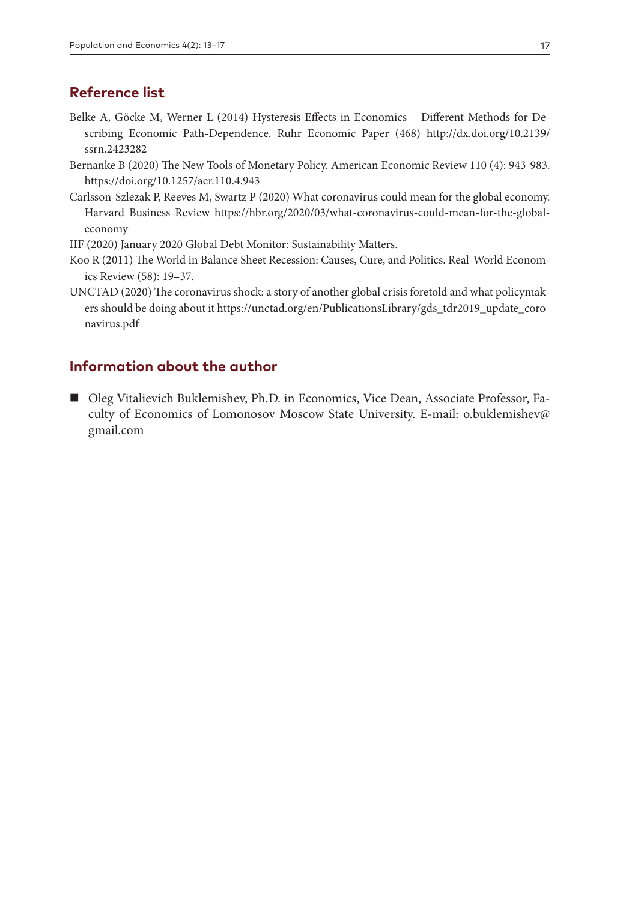## Reference list

Belke A, Göcke M, Werner L (2014) Hysteresis Effects in Economics – Different Methods for Describing Economic Path-Dependence. Ruhr Economic Paper (468) http://dx.doi.org/10.2139/ssrn.2423282

Bernanke B (2020) The New Tools of Monetary Policy. American Economic Review 110 (4): 943-983. https://doi.org/10.1257/aer.110.4.943

Carlsson-Szlezak P, Reeves M, Swartz P (2020) What coronavirus could mean for the global economy. Harvard Business Review https://hbr.org/2020/03/what-coronavirus-could-mean-for-the-global-economy

IIF (2020) January 2020 Global Debt Monitor: Sustainability Matters.

Koo R (2011) The World in Balance Sheet Recession: Causes, Cure, and Politics. Real-World Economics Review (58): 19–37.

UNCTAD (2020) The coronavirus shock: a story of another global crisis foretold and what policymakers should be doing about it https://unctad.org/en/PublicationsLibrary/gds_tdr2019_update_coronavirus.pdf

## Information about the author

- Oleg Vitalievich Buklemishev, Ph.D. in Economics, Vice Dean, Associate Professor, Faculty of Economics of Lomonosov Moscow State University. E-mail: o.buklemishev@gmail.com